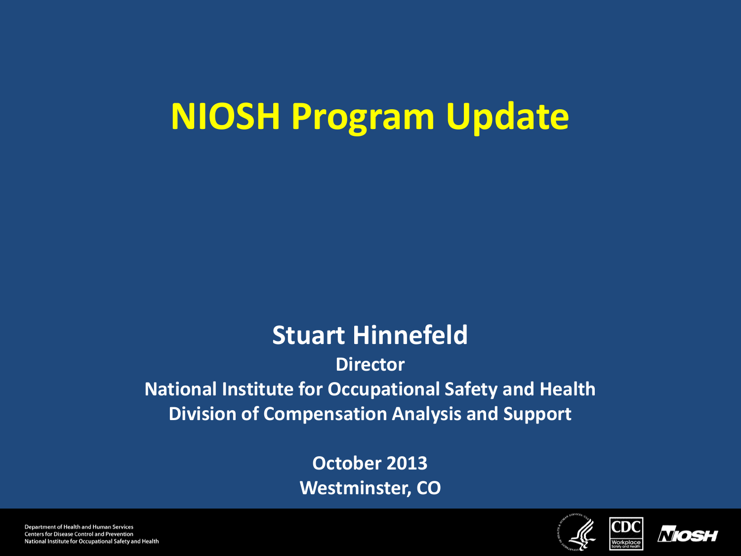# NIOSH Program Update

**Stuart Hinnefeld**

**Director**

**National Institute for Occupational Safety and Health**

**Division of Compensation Analysis and Support**

**October 2013**

**Westminster, CO**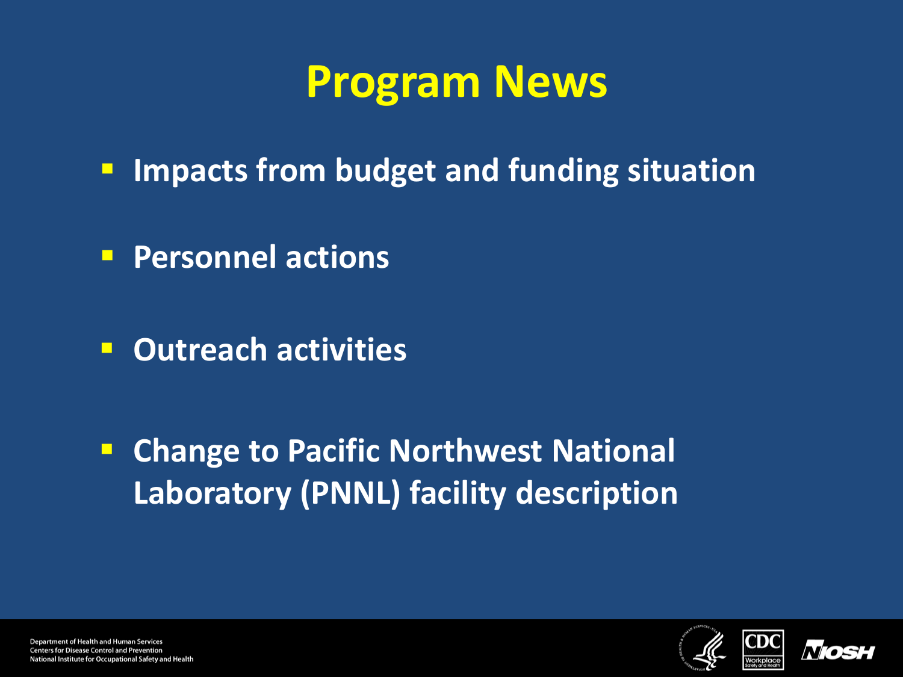# Program News

- Impacts from budget and funding situation
- Personnel actions
- Outreach activities
- Change to Pacific Northwest National Laboratory (PNNL) facility description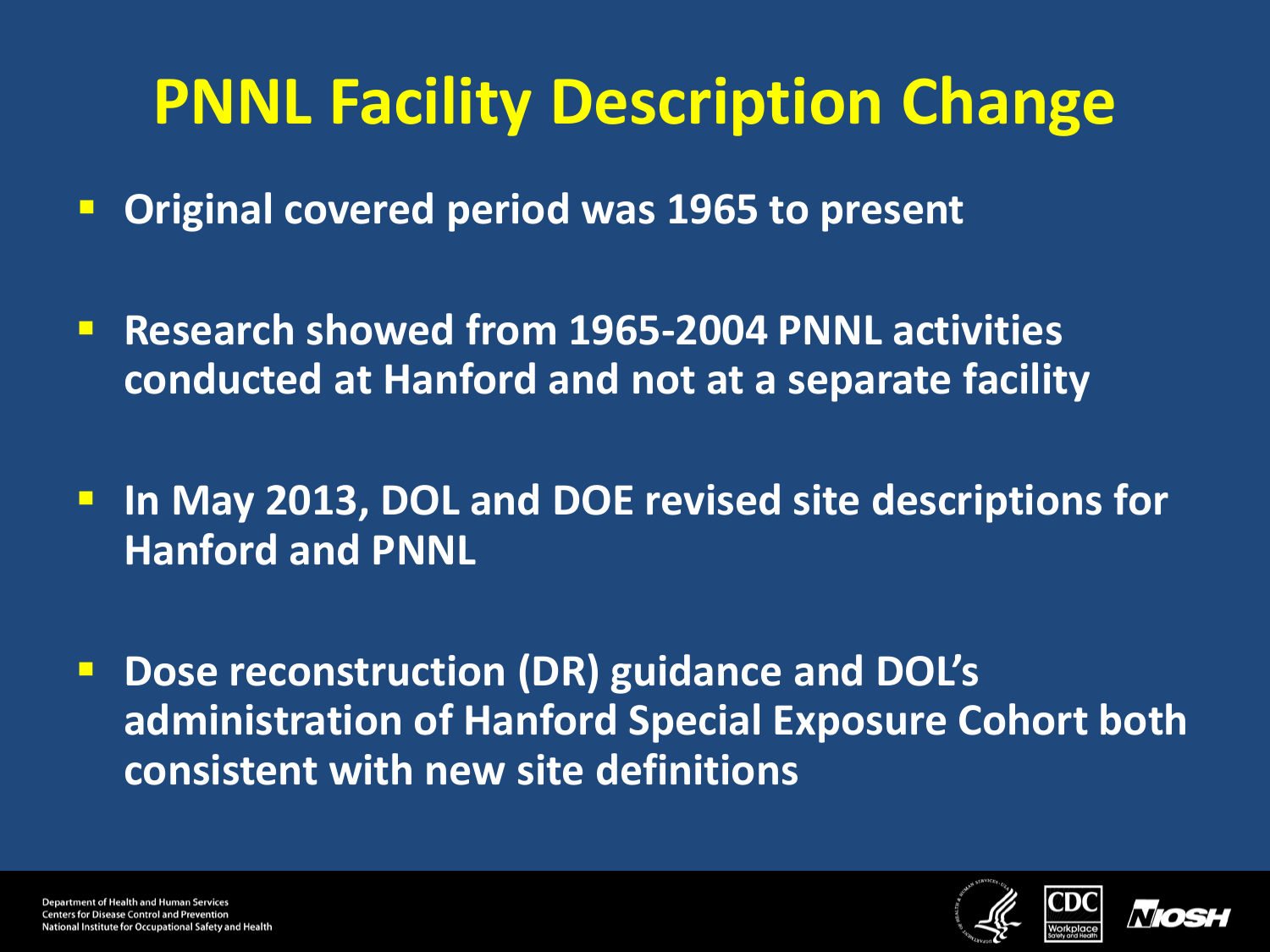# PNNL Facility Description Change

- Original covered period was 1965 to present
- Research showed from 1965-2004 PNNL activities conducted at Hanford and not at a separate facility
- In May 2013, DOL and DOE revised site descriptions for Hanford and PNNL
- Dose reconstruction (DR) guidance and DOL's administration of Hanford Special Exposure Cohort both consistent with new site definitions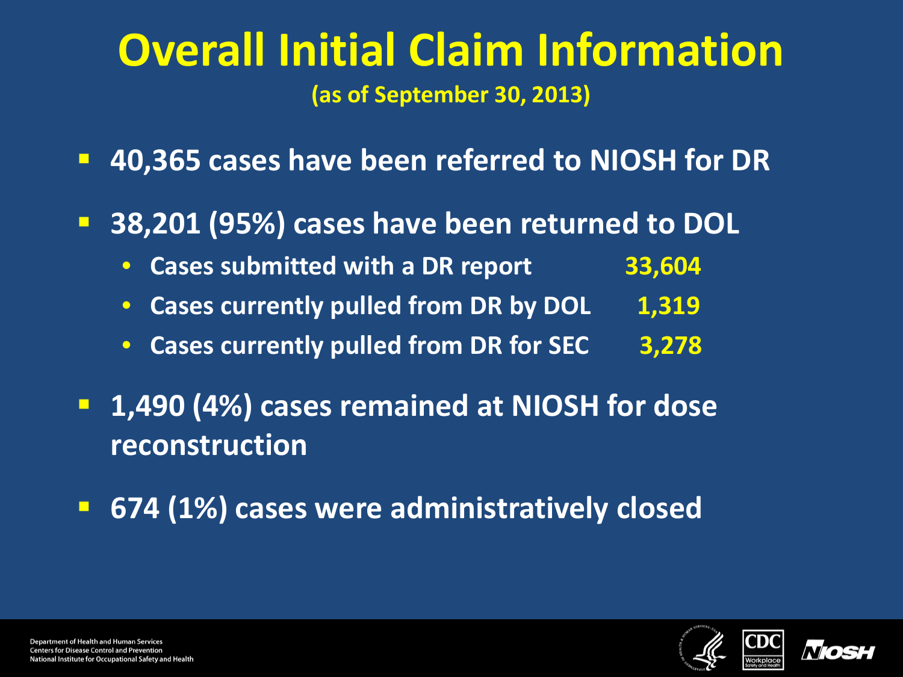# Overall Initial Claim Information

**(as of September 30, 2013)**

- **40,365 cases have been referred to NIOSH for DR**
- **38,201 (95%) cases have been returned to DOL**
  - **Cases submitted with a DR report 33,604**
  - **Cases currently pulled from DR by DOL 1,319**
  - **Cases currently pulled from DR for SEC 3,278**
- **1,490 (4%) cases remained at NIOSH for dose reconstruction**
- **674 (1%) cases were administratively closed**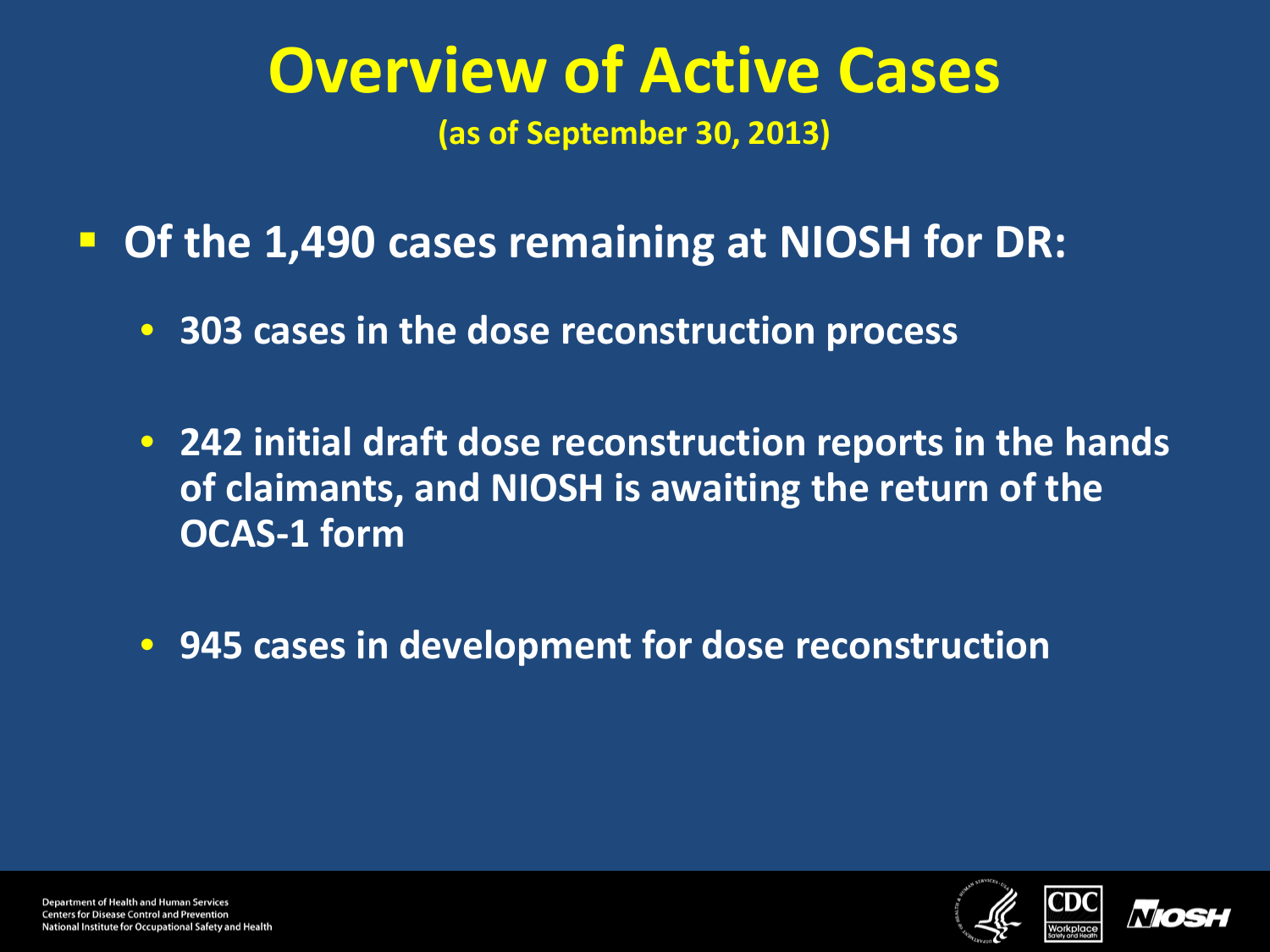# Overview of Active Cases

**(as of September 30, 2013)**

- **Of the 1,490 cases remaining at NIOSH for DR:**
  - **303 cases in the dose reconstruction process**
  - **242 initial draft dose reconstruction reports in the hands of claimants, and NIOSH is awaiting the return of the OCAS-1 form**
  - **945 cases in development for dose reconstruction**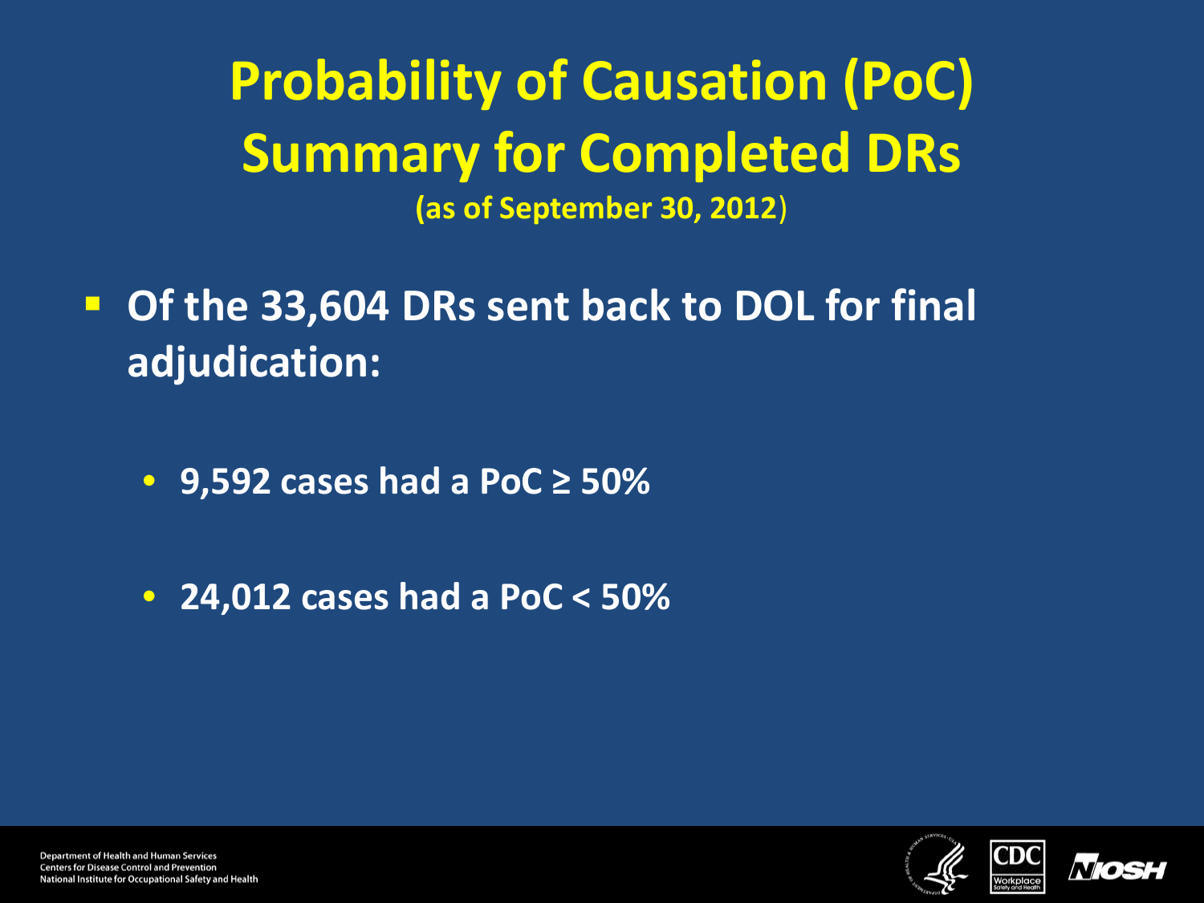# Probability of Causation (PoC) Summary for Completed DRs

**(as of September 30, 2012)**

- **Of the 33,604 DRs sent back to DOL for final adjudication:**
  - **9,592 cases had a PoC ≥ 50%**
  - **24,012 cases had a PoC < 50%**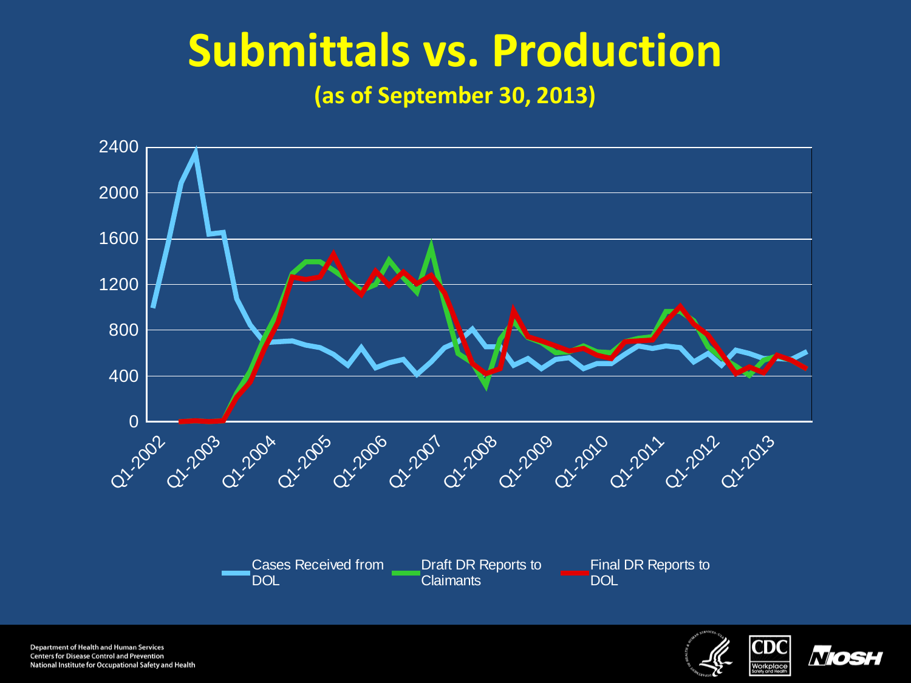# Submittals vs. Production

**(as of September 30, 2013)**

Y-axis: 0, 400, 800, 1200, 1600, 2000, 2400

X-axis: Q1-2002, Q1-2003, Q1-2004, Q1-2005, Q1-2006, Q1-2007, Q1-2008, Q1-2009, Q1-2010, Q1-2011, Q1-2012, Q1-2013

Legend: Cases Received from DOL; Draft DR Reports to Claimants; Final DR Reports to DOL

Department of Health and Human Services
Centers for Disease Control and Prevention
National Institute for Occupational Safety and Health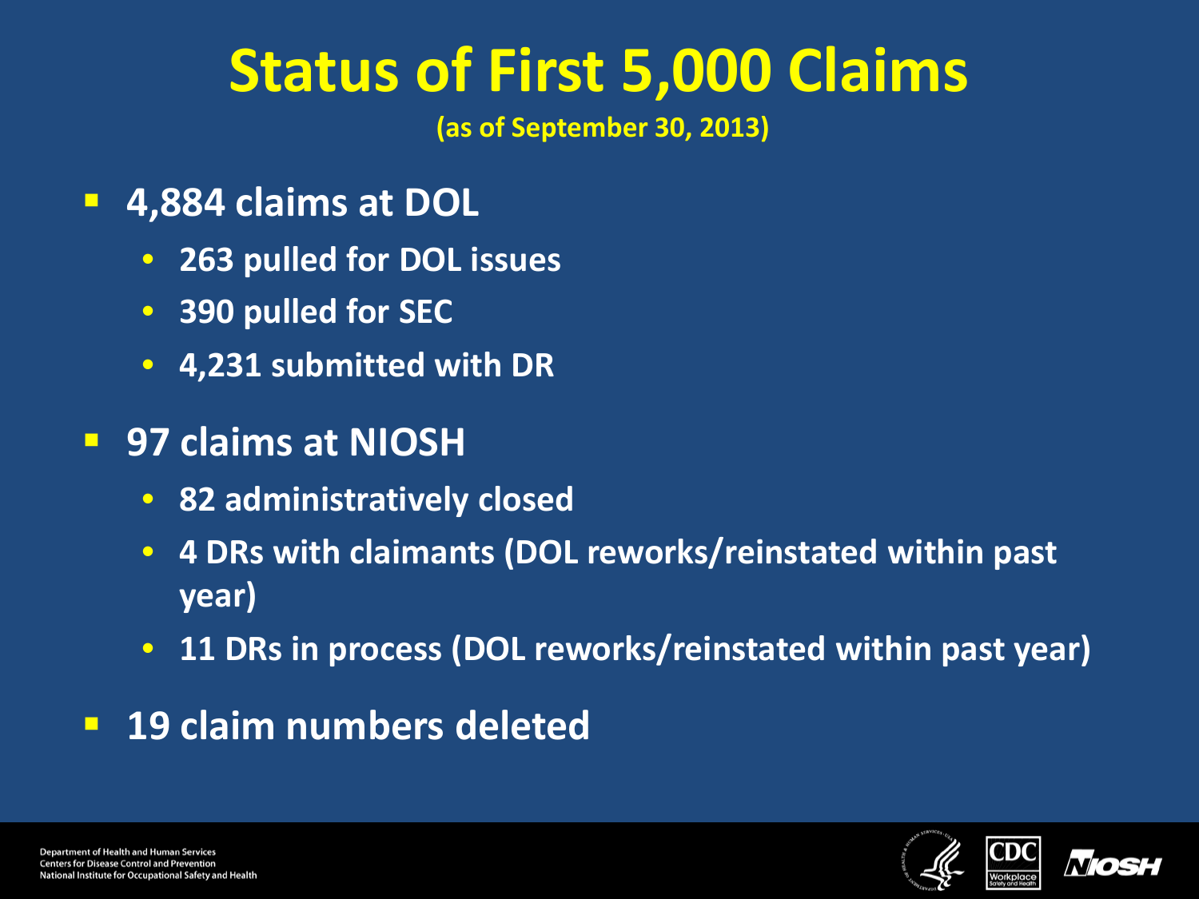# Status of First 5,000 Claims

**(as of September 30, 2013)**

- **4,884 claims at DOL**
  - **263 pulled for DOL issues**
  - **390 pulled for SEC**
  - **4,231 submitted with DR**
- **97 claims at NIOSH**
  - **82 administratively closed**
  - **4 DRs with claimants (DOL reworks/reinstated within past year)**
  - **11 DRs in process (DOL reworks/reinstated within past year)**
- **19 claim numbers deleted**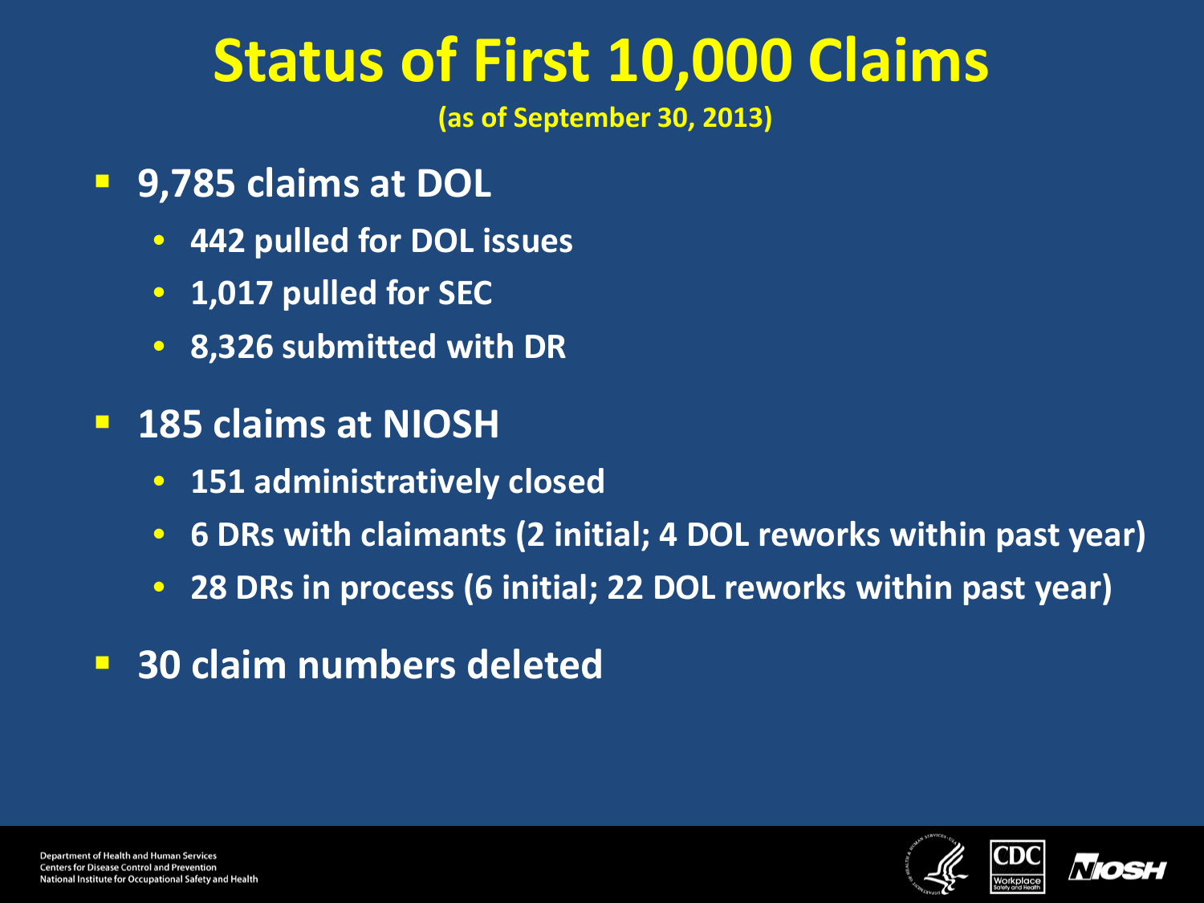# Status of First 10,000 Claims

**(as of September 30, 2013)**

- **9,785 claims at DOL**
  - **442 pulled for DOL issues**
  - **1,017 pulled for SEC**
  - **8,326 submitted with DR**
- **185 claims at NIOSH**
  - **151 administratively closed**
  - **6 DRs with claimants (2 initial; 4 DOL reworks within past year)**
  - **28 DRs in process (6 initial; 22 DOL reworks within past year)**
- **30 claim numbers deleted**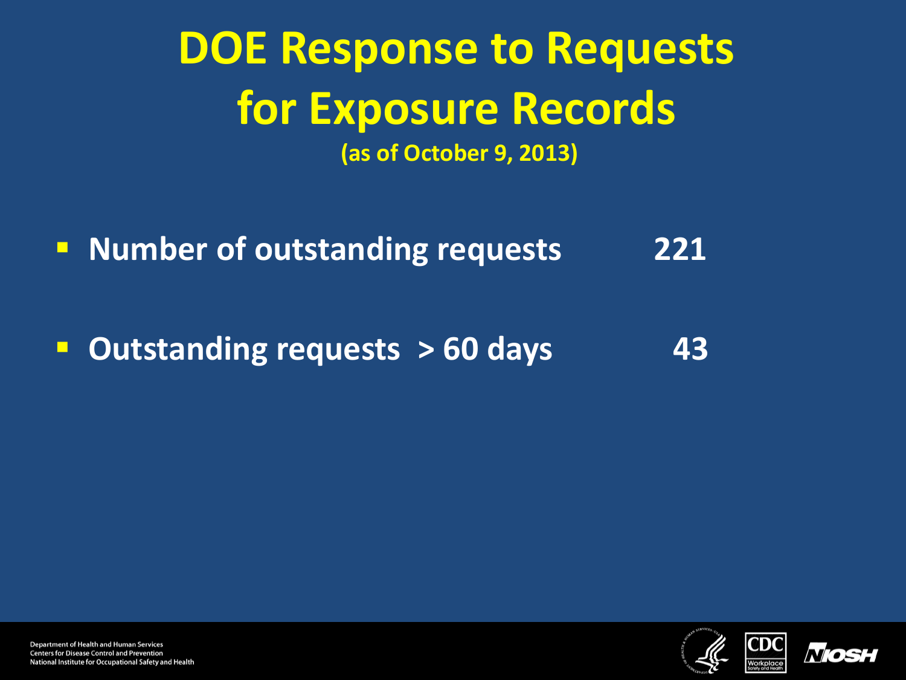# DOE Response to Requests for Exposure Records

**(as of October 9, 2013)**

- **Number of outstanding requests 221**
- **Outstanding requests > 60 days 43**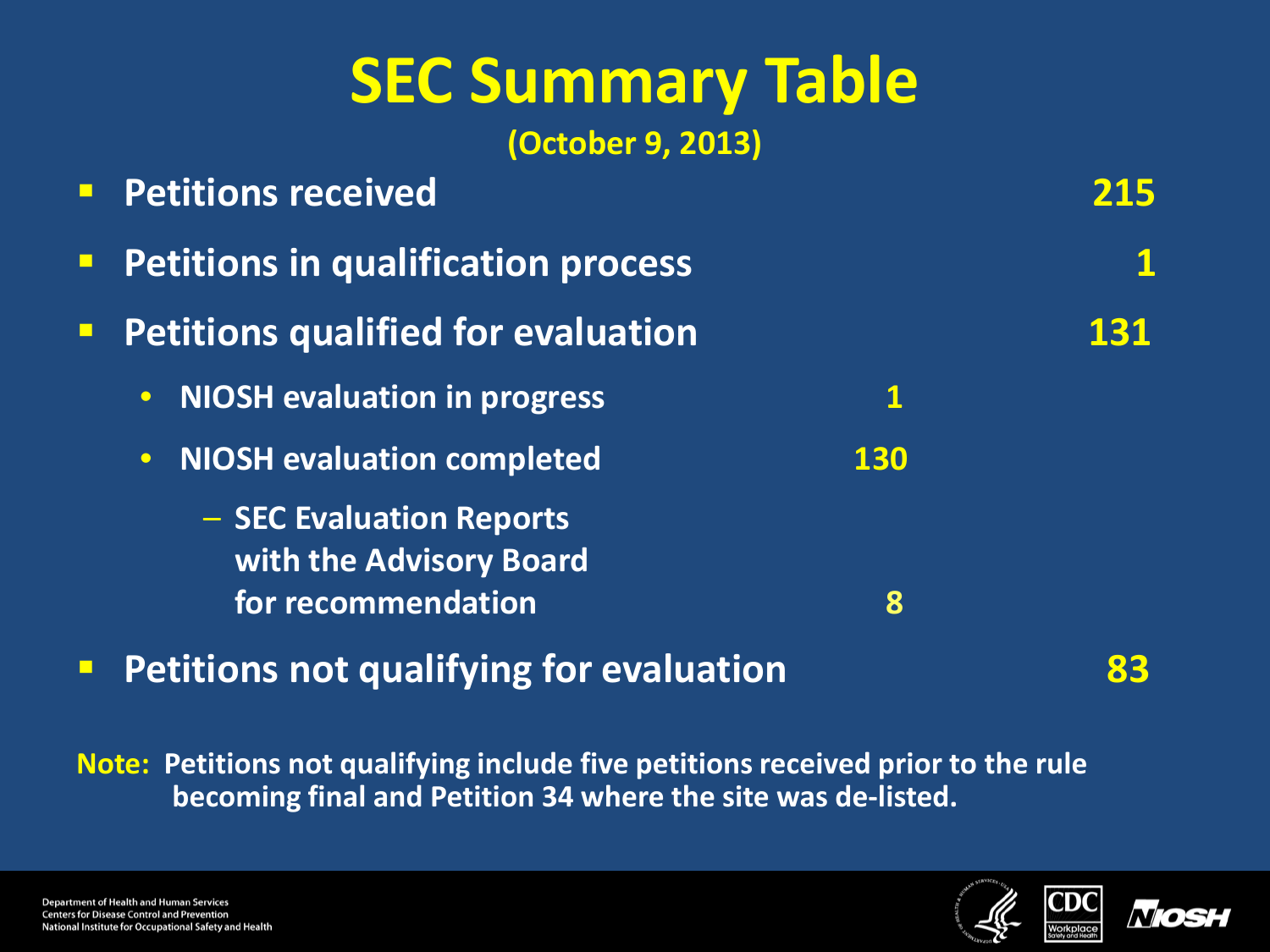# SEC Summary Table

**(October 9, 2013)**

| | | |
|---|---|---|
| **Petitions received** | | **215** |
| **Petitions in qualification process** | | **1** |
| **Petitions qualified for evaluation** | | **131** |
| • NIOSH evaluation in progress | **1** | |
| • NIOSH evaluation completed | **130** | |
| – SEC Evaluation Reports with the Advisory Board for recommendation | **8** | |
| **Petitions not qualifying for evaluation** | | **83** |

**Note:** Petitions not qualifying include five petitions received prior to the rule becoming final and Petition 34 where the site was de-listed.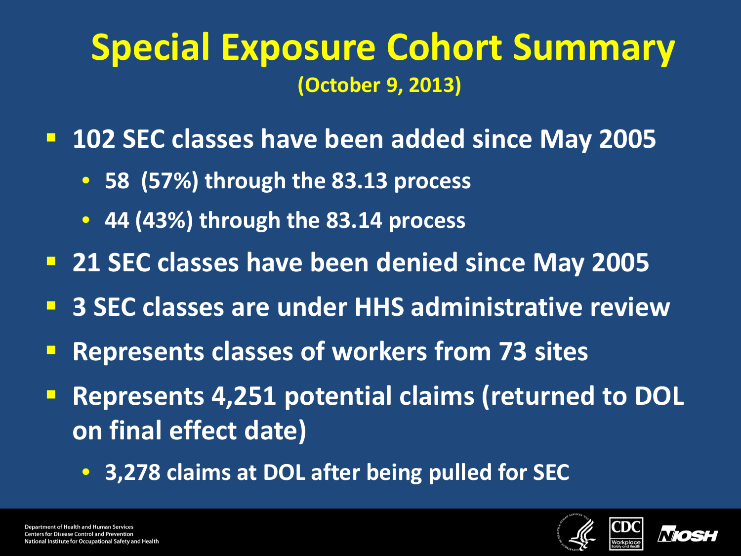# Special Exposure Cohort Summary

**(October 9, 2013)**

- **102 SEC classes have been added since May 2005**
  - **58 (57%) through the 83.13 process**
  - **44 (43%) through the 83.14 process**
- **21 SEC classes have been denied since May 2005**
- **3 SEC classes are under HHS administrative review**
- **Represents classes of workers from 73 sites**
- **Represents 4,251 potential claims (returned to DOL on final effect date)**
  - **3,278 claims at DOL after being pulled for SEC**